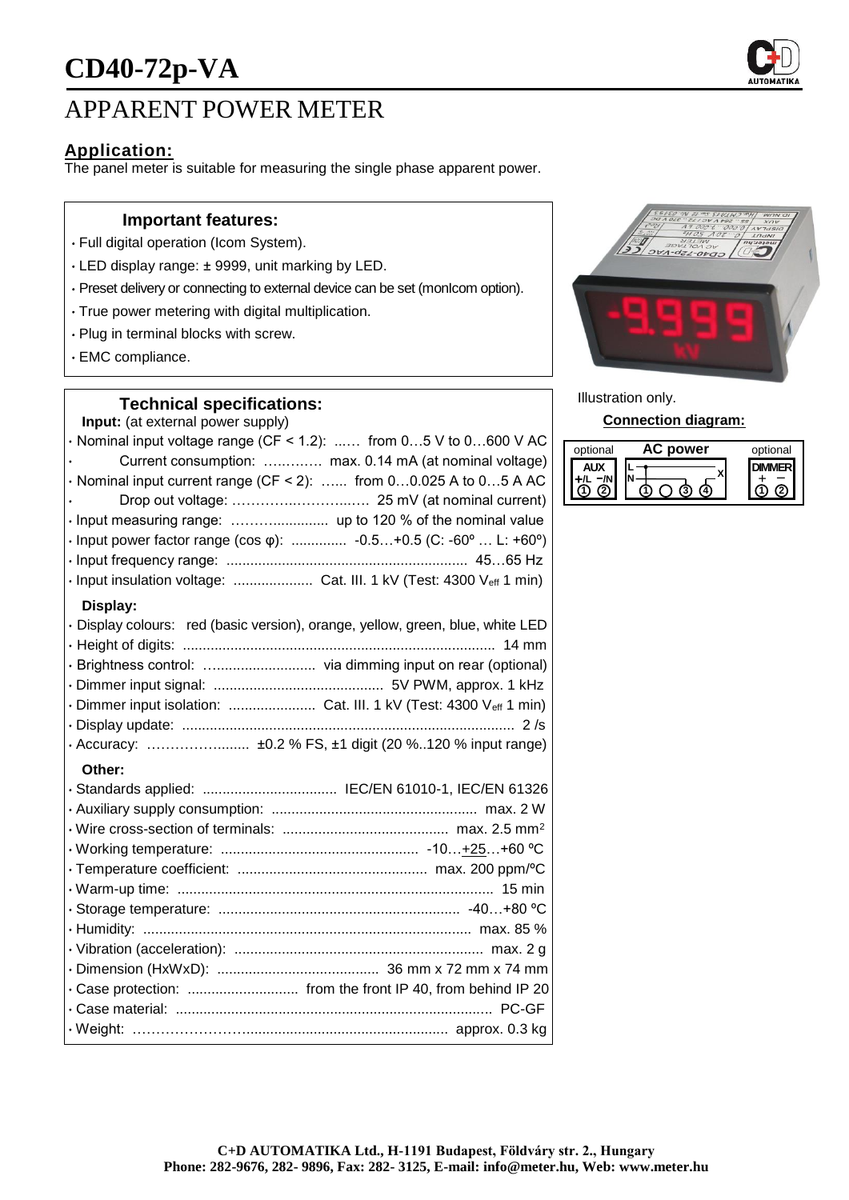# CD40-72p-VA

# APPARENT POWER METER

## Application:

The panel meter is suitable for measuring the single phase apparent power.

### Important features:

- Full digital operation (Icom System).
- LED display range: ± 9999, unit marking by LED.
- Preset delivery or connecting to external device can be set (monIcom option).
- True power metering with digital multiplication.
- Plug in terminal blocks with screw.
- EMC compliance.

### Technical specifications:

**Input:** (at external power supply)

- Nominal input voltage range (CF < 1.2): ...... from 0…5 V to 0…600 V AC
- Current consumption: ............ max. 0.14 mA (at nominal voltage)
- Nominal input current range (CF < 2): ...... from 0…0.025 A to 0…5 A AC
- Drop out voltage: ........................... 25 mV (at nominal current)
- Input measuring range: ..................... up to 120 % of the nominal value
- Input power factor range (cos φ): .............. -0.5…+0.5 (C: -60º … L: +60º)
- Input frequency range: ............................................. 45…65 Hz
- Input insulation voltage: .................... Cat. III. 1 kV (Test: 4300 $V_{eff}$ 1 min)

**Display:**

- Display colours: red (basic version), orange, yellow, green, blue, white LED
- Height of digits: ............................................................................... 14 mm
- Brightness control: ............................ via dimming input on rear (optional)
- Dimmer input signal: ........................................... 5V PWM, approx. 1 kHz
- Dimmer input isolation: ...................... Cat. III. 1 kV (Test: 4300 $V_{eff}$ 1 min)
- Display update: .................................................................................... 2 /s
- Accuracy: ......................... ±0.2 % FS, ±1 digit (20 %..120 % input range)

**Other:**

- Standards applied: .................................. IEC/EN 61010-1, IEC/EN 61326
- Auxiliary supply consumption: .................................................... max. 2 W
- Wire cross-section of terminals: .......................................... max. 2.5 mm²
- Working temperature: .................................................. -10…+25…+60 ºC
- Temperature coefficient: ................................................ max. 200 ppm/ºC
- Warm-up time: ................................................................................ 15 min
- Storage temperature: ............................................................. -40…+80 ºC
- Humidity: ................................................................................... max. 85 %
- Vibration (acceleration): ............................................................... max. 2 g
- Dimension (HxWxD): ......................................... 36 mm x 72 mm x 74 mm
- Case protection: ............................ from the front IP 40, from behind IP 20
- Case material: ................................................................................ PC-GF
- Weight: ......................................................................... approx. 0.3 kg

Illustration only.

**Connection diagram:**

| optional | AC power | optional |
|---|---|---|
| AUX +/L −/N ① ② | L N X ① ○ ③ ④ | DIMMER + − ① ② |

**C+D AUTOMATIKA Ltd., H-1191 Budapest, Földváry str. 2., Hungary**
**Phone: 282-9676, 282- 9896, Fax: 282- 3125, E-mail: info@meter.hu, Web: www.meter.hu**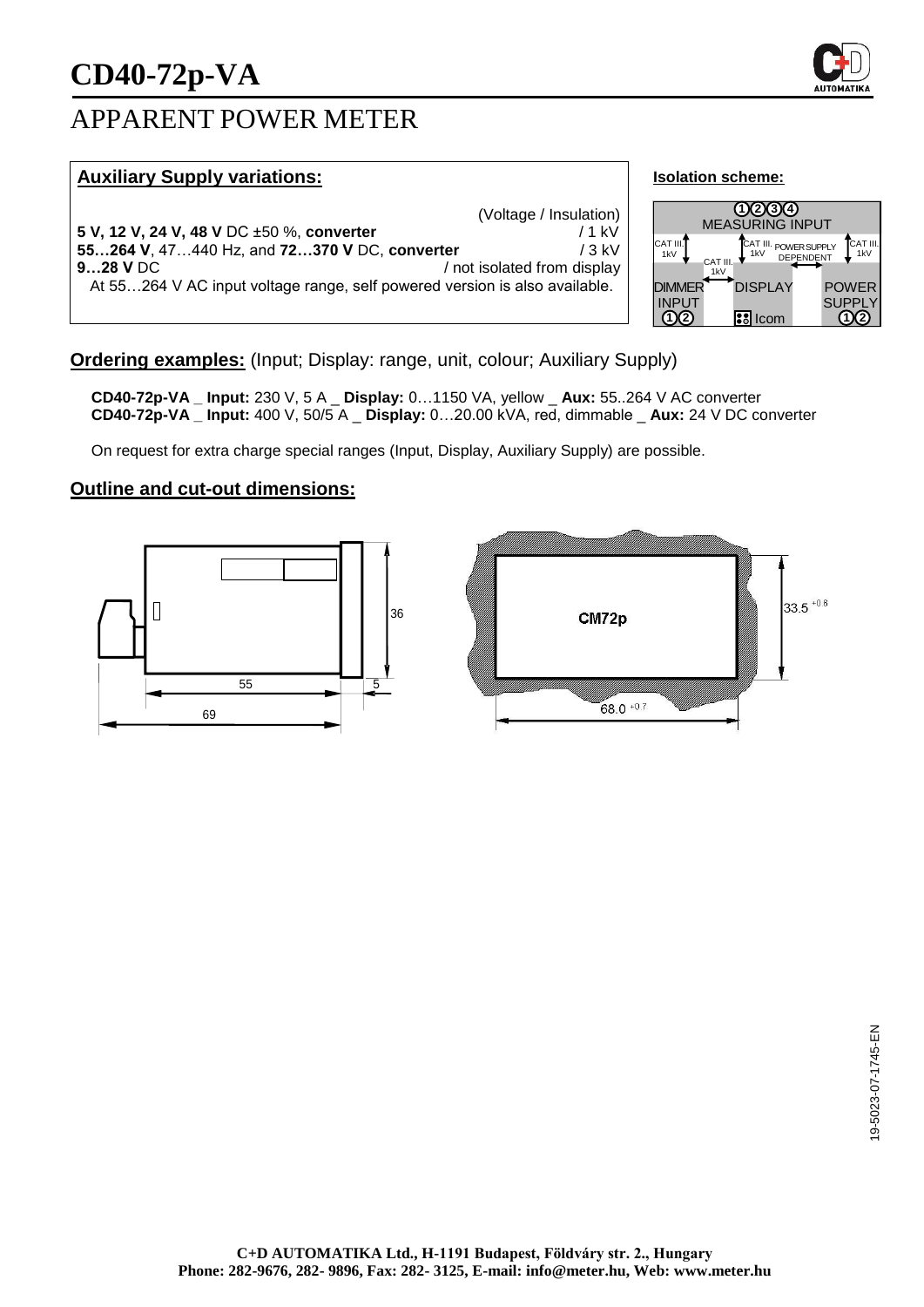# CD40-72p-VA

## APPARENT POWER METER

### Auxiliary Supply variations:

| | (Voltage / Insulation) |
|---|---|
| **5 V, 12 V, 24 V, 48 V** DC ±50 %, **converter** | / 1 kV |
| **55…264 V**, 47…440 Hz, and **72…370 V** DC, **converter** | / 3 kV |
| **9…28 V** DC | / not isolated from display |

At 55…264 V AC input voltage range, self powered version is also available.

### Isolation scheme:

①②③④
MEASURING INPUT

CAT III. 1kV
CAT III. 1kV
CAT III. 1kV
POWER SUPPLY DEPENDENT
CAT III. 1kV

DIMMER INPUT ①②
DISPLAY
Icom
POWER SUPPLY ①②

### Ordering examples: (Input; Display: range, unit, colour; Auxiliary Supply)

**CD40-72p-VA _ Input:** 230 V, 5 A _ **Display:** 0…1150 VA, yellow _ **Aux:** 55..264 V AC converter
**CD40-72p-VA _ Input:** 400 V, 50/5 A _ **Display:** 0…20.00 kVA, red, dimmable _ **Aux:** 24 V DC converter

On request for extra charge special ranges (Input, Display, Auxiliary Supply) are possible.

### Outline and cut-out dimensions:

36
55
5
69

CM72p
33.5 +0.8
68.0 +0.7

19-5023-07-1745-EN

**C+D AUTOMATIKA Ltd., H-1191 Budapest, Földváry str. 2., Hungary**
**Phone: 282-9676, 282- 9896, Fax: 282- 3125, E-mail: info@meter.hu, Web: www.meter.hu**